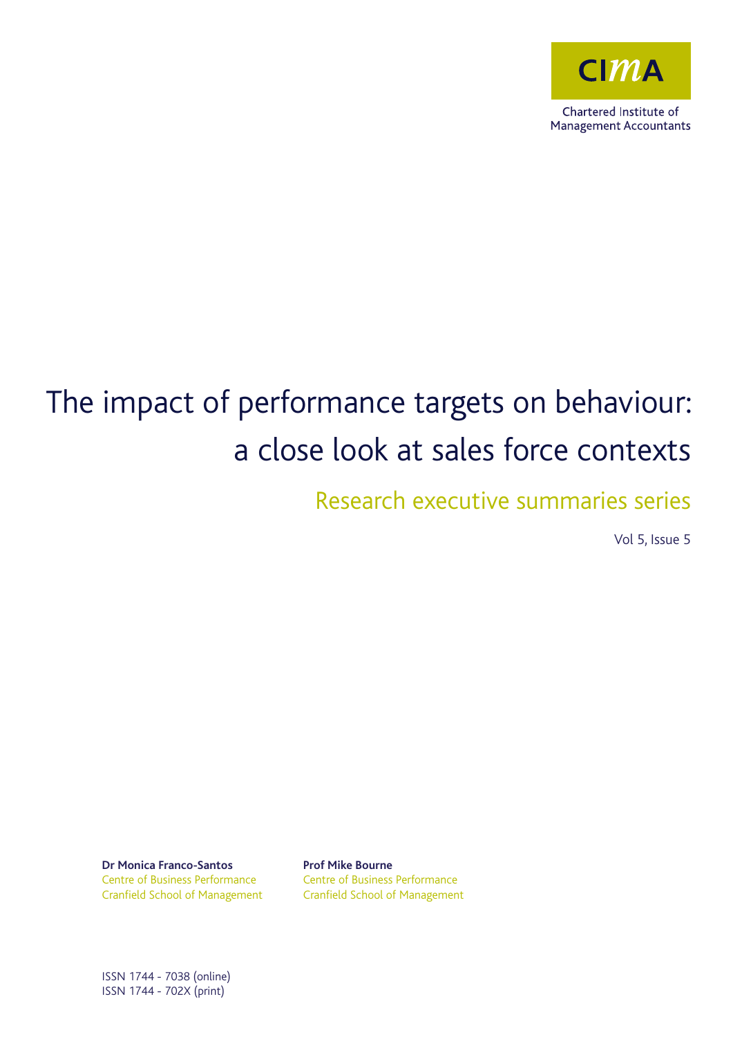CIMA

Chartered Institute of Management Accountants

# The impact of performance targets on behaviour: a close look at sales force contexts

## Research executive summaries series

Vol 5, Issue 5

**Dr Monica Franco-Santos**
Centre of Business Performance
Cranfield School of Management

**Prof Mike Bourne**
Centre of Business Performance
Cranfield School of Management

ISSN 1744 - 7038 (online)
ISSN 1744 - 702X (print)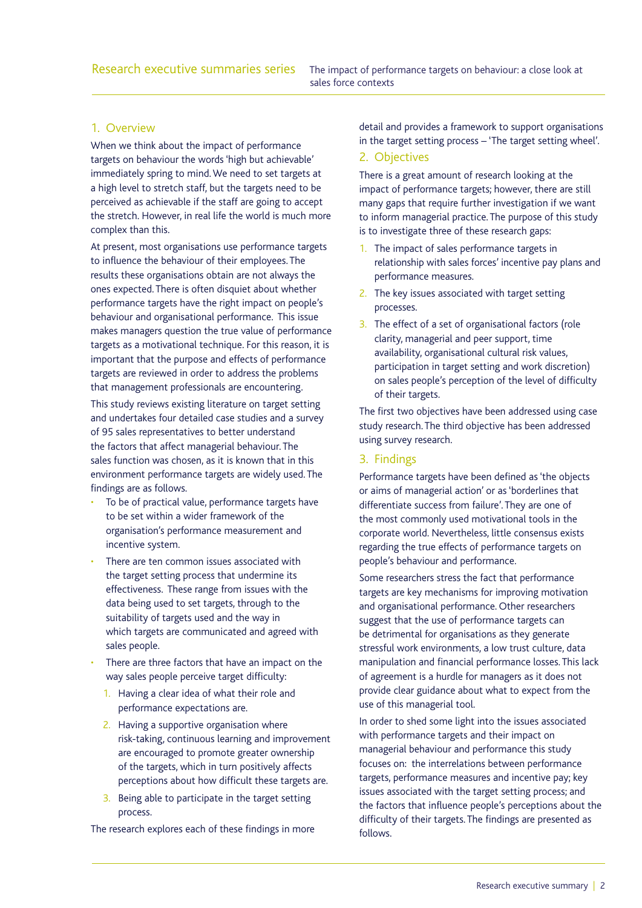## 1. Overview

When we think about the impact of performance targets on behaviour the words 'high but achievable' immediately spring to mind. We need to set targets at a high level to stretch staff, but the targets need to be perceived as achievable if the staff are going to accept the stretch. However, in real life the world is much more complex than this.

At present, most organisations use performance targets to influence the behaviour of their employees. The results these organisations obtain are not always the ones expected. There is often disquiet about whether performance targets have the right impact on people's behaviour and organisational performance. This issue makes managers question the true value of performance targets as a motivational technique. For this reason, it is important that the purpose and effects of performance targets are reviewed in order to address the problems that management professionals are encountering.

This study reviews existing literature on target setting and undertakes four detailed case studies and a survey of 95 sales representatives to better understand the factors that affect managerial behaviour. The sales function was chosen, as it is known that in this environment performance targets are widely used. The findings are as follows.

- To be of practical value, performance targets have to be set within a wider framework of the organisation's performance measurement and incentive system.
- There are ten common issues associated with the target setting process that undermine its effectiveness. These range from issues with the data being used to set targets, through to the suitability of targets used and the way in which targets are communicated and agreed with sales people.
- There are three factors that have an impact on the way sales people perceive target difficulty:
  1. Having a clear idea of what their role and performance expectations are.
  2. Having a supportive organisation where risk-taking, continuous learning and improvement are encouraged to promote greater ownership of the targets, which in turn positively affects perceptions about how difficult these targets are.
  3. Being able to participate in the target setting process.

The research explores each of these findings in more detail and provides a framework to support organisations in the target setting process – 'The target setting wheel'.

## 2. Objectives

There is a great amount of research looking at the impact of performance targets; however, there are still many gaps that require further investigation if we want to inform managerial practice. The purpose of this study is to investigate three of these research gaps:

1. The impact of sales performance targets in relationship with sales forces' incentive pay plans and performance measures.
2. The key issues associated with target setting processes.
3. The effect of a set of organisational factors (role clarity, managerial and peer support, time availability, organisational cultural risk values, participation in target setting and work discretion) on sales people's perception of the level of difficulty of their targets.

The first two objectives have been addressed using case study research. The third objective has been addressed using survey research.

## 3. Findings

Performance targets have been defined as 'the objects or aims of managerial action' or as 'borderlines that differentiate success from failure'. They are one of the most commonly used motivational tools in the corporate world. Nevertheless, little consensus exists regarding the true effects of performance targets on people's behaviour and performance.

Some researchers stress the fact that performance targets are key mechanisms for improving motivation and organisational performance. Other researchers suggest that the use of performance targets can be detrimental for organisations as they generate stressful work environments, a low trust culture, data manipulation and financial performance losses. This lack of agreement is a hurdle for managers as it does not provide clear guidance about what to expect from the use of this managerial tool.

In order to shed some light into the issues associated with performance targets and their impact on managerial behaviour and performance this study focuses on: the interrelations between performance targets, performance measures and incentive pay; key issues associated with the target setting process; and the factors that influence people's perceptions about the difficulty of their targets. The findings are presented as follows.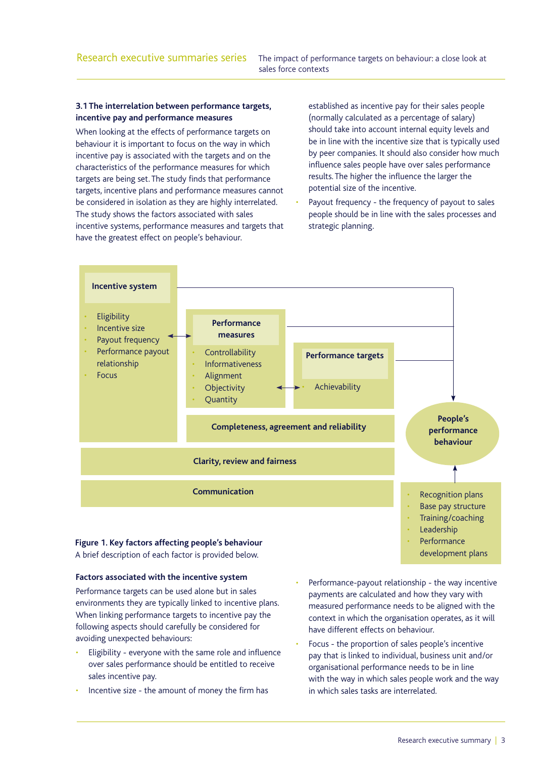### 3.1 The interrelation between performance targets, incentive pay and performance measures

When looking at the effects of performance targets on behaviour it is important to focus on the way in which incentive pay is associated with the targets and on the characteristics of the performance measures for which targets are being set. The study finds that performance targets, incentive plans and performance measures cannot be considered in isolation as they are highly interrelated. The study shows the factors associated with sales incentive systems, performance measures and targets that have the greatest effect on people's behaviour.

**Incentive system**

- Eligibility
- Incentive size
- Payout frequency
- Performance payout relationship
- Focus

**Performance measures**

- Controllability
- Informativeness
- Alignment
- Objectivity
- Quantity

**Performance targets**

- Achievability

**Completeness, agreement and reliability**

**Clarity, review and fairness**

**Communication**

**People's performance behaviour**

- Recognition plans
- Base pay structure
- Training/coaching
- Leadership
- Performance development plans

**Figure 1. Key factors affecting people's behaviour**

A brief description of each factor is provided below.

#### Factors associated with the incentive system

Performance targets can be used alone but in sales environments they are typically linked to incentive plans. When linking performance targets to incentive pay the following aspects should carefully be considered for avoiding unexpected behaviours:

- Eligibility - everyone with the same role and influence over sales performance should be entitled to receive sales incentive pay.
- Incentive size - the amount of money the firm has established as incentive pay for their sales people (normally calculated as a percentage of salary) should take into account internal equity levels and be in line with the incentive size that is typically used by peer companies. It should also consider how much influence sales people have over sales performance results. The higher the influence the larger the potential size of the incentive.
- Payout frequency - the frequency of payout to sales people should be in line with the sales processes and strategic planning.
- Performance-payout relationship - the way incentive payments are calculated and how they vary with measured performance needs to be aligned with the context in which the organisation operates, as it will have different effects on behaviour.
- Focus - the proportion of sales people's incentive pay that is linked to individual, business unit and/or organisational performance needs to be in line with the way in which sales people work and the way in which sales tasks are interrelated.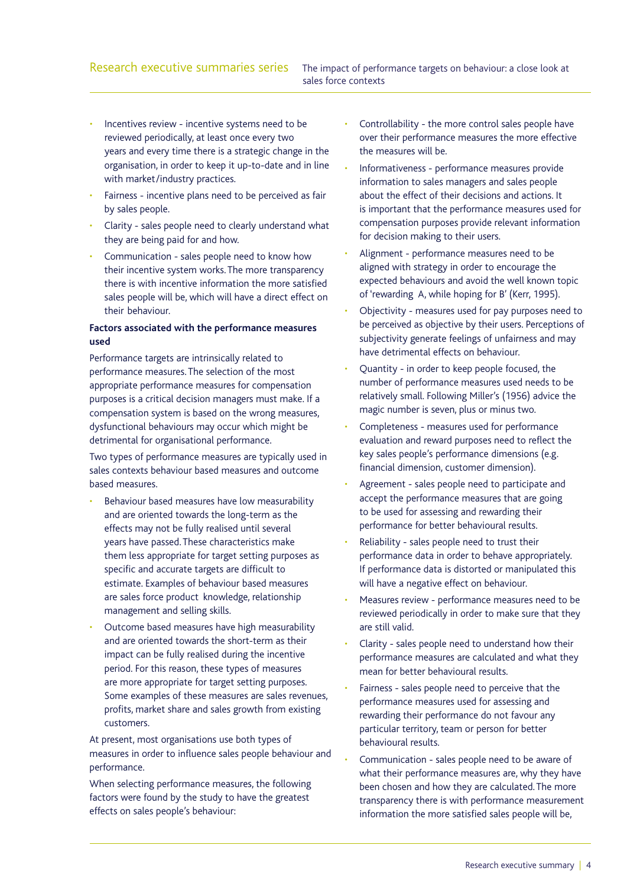- Incentives review - incentive systems need to be reviewed periodically, at least once every two years and every time there is a strategic change in the organisation, in order to keep it up-to-date and in line with market/industry practices.
- Fairness - incentive plans need to be perceived as fair by sales people.
- Clarity - sales people need to clearly understand what they are being paid for and how.
- Communication - sales people need to know how their incentive system works. The more transparency there is with incentive information the more satisfied sales people will be, which will have a direct effect on their behaviour.

**Factors associated with the performance measures used**

Performance targets are intrinsically related to performance measures. The selection of the most appropriate performance measures for compensation purposes is a critical decision managers must make. If a compensation system is based on the wrong measures, dysfunctional behaviours may occur which might be detrimental for organisational performance.

Two types of performance measures are typically used in sales contexts behaviour based measures and outcome based measures.

- Behaviour based measures have low measurability and are oriented towards the long-term as the effects may not be fully realised until several years have passed. These characteristics make them less appropriate for target setting purposes as specific and accurate targets are difficult to estimate. Examples of behaviour based measures are sales force product knowledge, relationship management and selling skills.
- Outcome based measures have high measurability and are oriented towards the short-term as their impact can be fully realised during the incentive period. For this reason, these types of measures are more appropriate for target setting purposes. Some examples of these measures are sales revenues, profits, market share and sales growth from existing customers.

At present, most organisations use both types of measures in order to influence sales people behaviour and performance.

When selecting performance measures, the following factors were found by the study to have the greatest effects on sales people's behaviour:

- Controllability - the more control sales people have over their performance measures the more effective the measures will be.
- Informativeness - performance measures provide information to sales managers and sales people about the effect of their decisions and actions. It is important that the performance measures used for compensation purposes provide relevant information for decision making to their users.
- Alignment - performance measures need to be aligned with strategy in order to encourage the expected behaviours and avoid the well known topic of 'rewarding A, while hoping for B' (Kerr, 1995).
- Objectivity - measures used for pay purposes need to be perceived as objective by their users. Perceptions of subjectivity generate feelings of unfairness and may have detrimental effects on behaviour.
- Quantity - in order to keep people focused, the number of performance measures used needs to be relatively small. Following Miller's (1956) advice the magic number is seven, plus or minus two.
- Completeness - measures used for performance evaluation and reward purposes need to reflect the key sales people's performance dimensions (e.g. financial dimension, customer dimension).
- Agreement - sales people need to participate and accept the performance measures that are going to be used for assessing and rewarding their performance for better behavioural results.
- Reliability - sales people need to trust their performance data in order to behave appropriately. If performance data is distorted or manipulated this will have a negative effect on behaviour.
- Measures review - performance measures need to be reviewed periodically in order to make sure that they are still valid.
- Clarity - sales people need to understand how their performance measures are calculated and what they mean for better behavioural results.
- Fairness - sales people need to perceive that the performance measures used for assessing and rewarding their performance do not favour any particular territory, team or person for better behavioural results.
- Communication - sales people need to be aware of what their performance measures are, why they have been chosen and how they are calculated. The more transparency there is with performance measurement information the more satisfied sales people will be,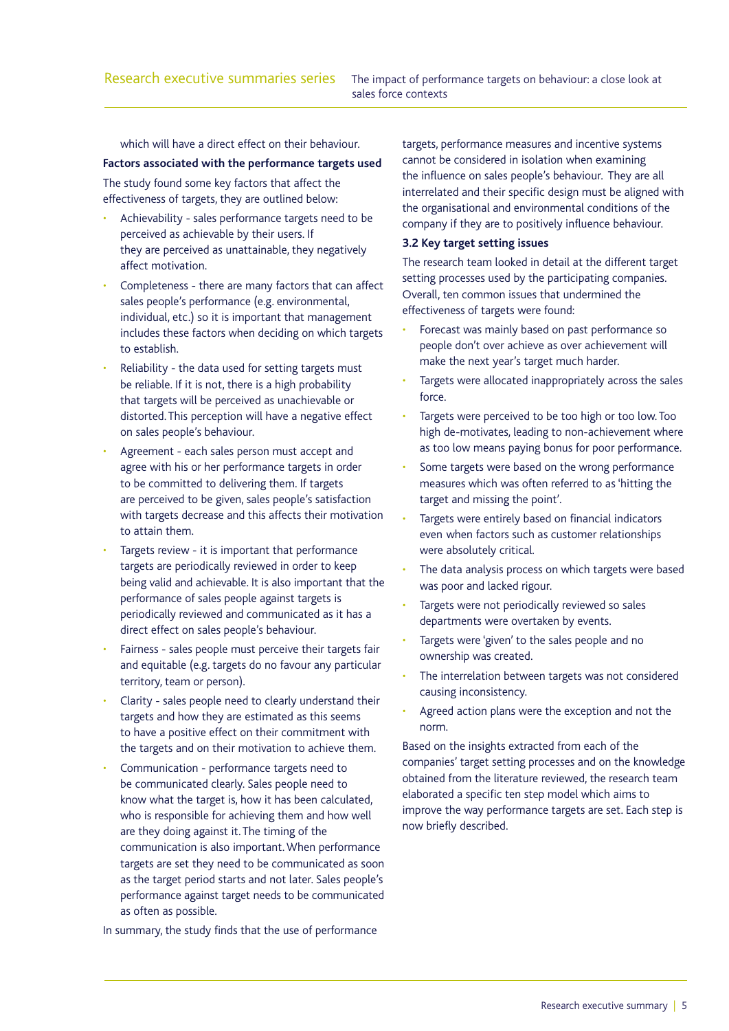which will have a direct effect on their behaviour.

**Factors associated with the performance targets used**

The study found some key factors that affect the effectiveness of targets, they are outlined below:

- Achievability - sales performance targets need to be perceived as achievable by their users. If they are perceived as unattainable, they negatively affect motivation.
- Completeness - there are many factors that can affect sales people's performance (e.g. environmental, individual, etc.) so it is important that management includes these factors when deciding on which targets to establish.
- Reliability - the data used for setting targets must be reliable. If it is not, there is a high probability that targets will be perceived as unachievable or distorted. This perception will have a negative effect on sales people's behaviour.
- Agreement - each sales person must accept and agree with his or her performance targets in order to be committed to delivering them. If targets are perceived to be given, sales people's satisfaction with targets decrease and this affects their motivation to attain them.
- Targets review - it is important that performance targets are periodically reviewed in order to keep being valid and achievable. It is also important that the performance of sales people against targets is periodically reviewed and communicated as it has a direct effect on sales people's behaviour.
- Fairness - sales people must perceive their targets fair and equitable (e.g. targets do no favour any particular territory, team or person).
- Clarity - sales people need to clearly understand their targets and how they are estimated as this seems to have a positive effect on their commitment with the targets and on their motivation to achieve them.
- Communication - performance targets need to be communicated clearly. Sales people need to know what the target is, how it has been calculated, who is responsible for achieving them and how well are they doing against it. The timing of the communication is also important. When performance targets are set they need to be communicated as soon as the target period starts and not later. Sales people's performance against target needs to be communicated as often as possible.

In summary, the study finds that the use of performance targets, performance measures and incentive systems cannot be considered in isolation when examining the influence on sales people's behaviour. They are all interrelated and their specific design must be aligned with the organisational and environmental conditions of the company if they are to positively influence behaviour.

**3.2 Key target setting issues**

The research team looked in detail at the different target setting processes used by the participating companies. Overall, ten common issues that undermined the effectiveness of targets were found:

- Forecast was mainly based on past performance so people don't over achieve as over achievement will make the next year's target much harder.
- Targets were allocated inappropriately across the sales force.
- Targets were perceived to be too high or too low. Too high de-motivates, leading to non-achievement where as too low means paying bonus for poor performance.
- Some targets were based on the wrong performance measures which was often referred to as 'hitting the target and missing the point'.
- Targets were entirely based on financial indicators even when factors such as customer relationships were absolutely critical.
- The data analysis process on which targets were based was poor and lacked rigour.
- Targets were not periodically reviewed so sales departments were overtaken by events.
- Targets were 'given' to the sales people and no ownership was created.
- The interrelation between targets was not considered causing inconsistency.
- Agreed action plans were the exception and not the norm.

Based on the insights extracted from each of the companies' target setting processes and on the knowledge obtained from the literature reviewed, the research team elaborated a specific ten step model which aims to improve the way performance targets are set. Each step is now briefly described.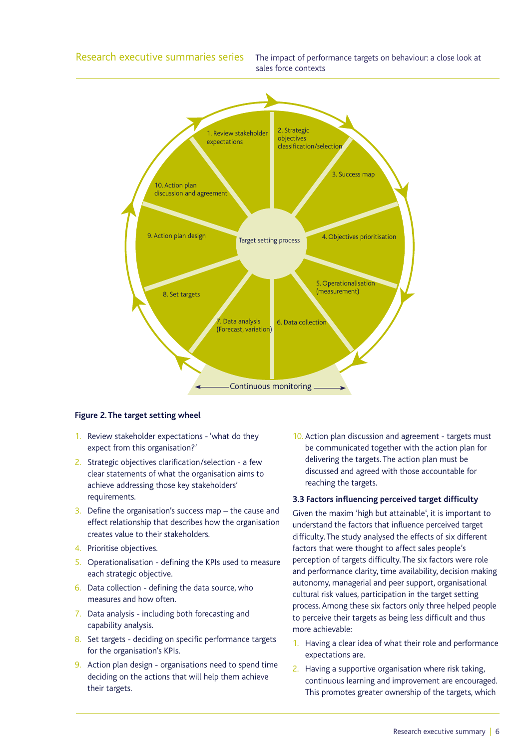**Figure 2. The target setting wheel**

1. Review stakeholder expectations - 'what do they expect from this organisation?'
2. Strategic objectives clarification/selection - a few clear statements of what the organisation aims to achieve addressing those key stakeholders' requirements.
3. Define the organisation's success map – the cause and effect relationship that describes how the organisation creates value to their stakeholders.
4. Prioritise objectives.
5. Operationalisation - defining the KPIs used to measure each strategic objective.
6. Data collection - defining the data source, who measures and how often.
7. Data analysis - including both forecasting and capability analysis.
8. Set targets - deciding on specific performance targets for the organisation's KPIs.
9. Action plan design - organisations need to spend time deciding on the actions that will help them achieve their targets.
10. Action plan discussion and agreement - targets must be communicated together with the action plan for delivering the targets. The action plan must be discussed and agreed with those accountable for reaching the targets.

### 3.3 Factors influencing perceived target difficulty

Given the maxim 'high but attainable', it is important to understand the factors that influence perceived target difficulty. The study analysed the effects of six different factors that were thought to affect sales people's perception of targets difficulty. The six factors were role and performance clarity, time availability, decision making autonomy, managerial and peer support, organisational cultural risk values, participation in the target setting process. Among these six factors only three helped people to perceive their targets as being less difficult and thus more achievable:

1. Having a clear idea of what their role and performance expectations are.
2. Having a supportive organisation where risk taking, continuous learning and improvement are encouraged. This promotes greater ownership of the targets, which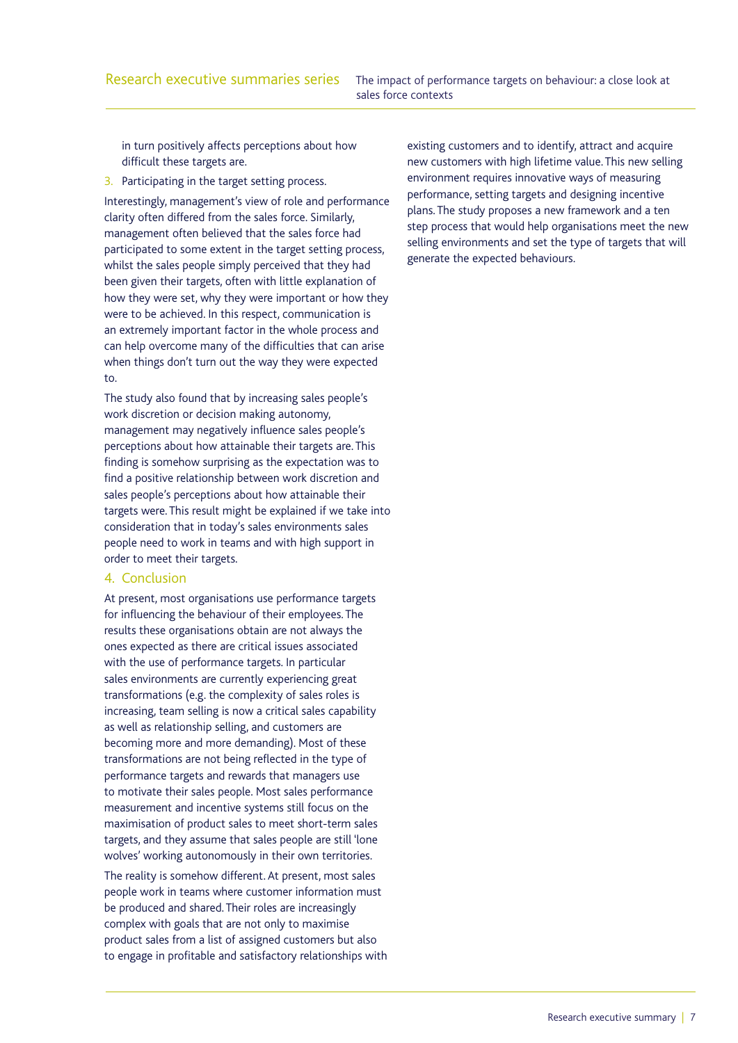in turn positively affects perceptions about how difficult these targets are.

3. Participating in the target setting process.

Interestingly, management's view of role and performance clarity often differed from the sales force. Similarly, management often believed that the sales force had participated to some extent in the target setting process, whilst the sales people simply perceived that they had been given their targets, often with little explanation of how they were set, why they were important or how they were to be achieved. In this respect, communication is an extremely important factor in the whole process and can help overcome many of the difficulties that can arise when things don't turn out the way they were expected to.

The study also found that by increasing sales people's work discretion or decision making autonomy, management may negatively influence sales people's perceptions about how attainable their targets are. This finding is somehow surprising as the expectation was to find a positive relationship between work discretion and sales people's perceptions about how attainable their targets were. This result might be explained if we take into consideration that in today's sales environments sales people need to work in teams and with high support in order to meet their targets.

## 4. Conclusion

At present, most organisations use performance targets for influencing the behaviour of their employees. The results these organisations obtain are not always the ones expected as there are critical issues associated with the use of performance targets. In particular sales environments are currently experiencing great transformations (e.g. the complexity of sales roles is increasing, team selling is now a critical sales capability as well as relationship selling, and customers are becoming more and more demanding). Most of these transformations are not being reflected in the type of performance targets and rewards that managers use to motivate their sales people. Most sales performance measurement and incentive systems still focus on the maximisation of product sales to meet short-term sales targets, and they assume that sales people are still 'lone wolves' working autonomously in their own territories.

The reality is somehow different. At present, most sales people work in teams where customer information must be produced and shared. Their roles are increasingly complex with goals that are not only to maximise product sales from a list of assigned customers but also to engage in profitable and satisfactory relationships with existing customers and to identify, attract and acquire new customers with high lifetime value. This new selling environment requires innovative ways of measuring performance, setting targets and designing incentive plans. The study proposes a new framework and a ten step process that would help organisations meet the new selling environments and set the type of targets that will generate the expected behaviours.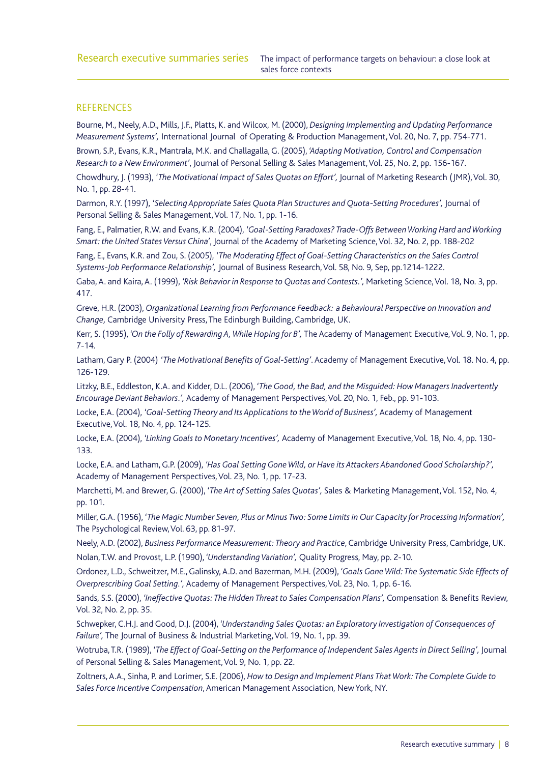## REFERENCES

Bourne, M., Neely, A.D., Mills, J.F., Platts, K. and Wilcox, M. (2000), *Designing Implementing and Updating Performance Measurement Systems',* International Journal of Operating & Production Management, Vol. 20, No. 7, pp. 754-771.

Brown, S.P., Evans, K.R., Mantrala, M.K. and Challagalla, G. (2005), *'Adapting Motivation, Control and Compensation Research to a New Environment'*, Journal of Personal Selling & Sales Management, Vol. 25, No. 2, pp. 156-167.

Chowdhury, J. (1993), *'The Motivational Impact of Sales Quotas on Effort',* Journal of Marketing Research (JMR), Vol. 30, No. 1, pp. 28-41.

Darmon, R.Y. (1997), *'Selecting Appropriate Sales Quota Plan Structures and Quota-Setting Procedures',* Journal of Personal Selling & Sales Management, Vol. 17, No. 1, pp. 1-16.

Fang, E., Palmatier, R.W. and Evans, K.R. (2004), *'Goal-Setting Paradoxes? Trade-Offs Between Working Hard and Working Smart: the United States Versus China'*, Journal of the Academy of Marketing Science, Vol. 32, No. 2, pp. 188-202

Fang, E., Evans, K.R. and Zou, S. (2005), *'The Moderating Effect of Goal-Setting Characteristics on the Sales Control Systems-Job Performance Relationship',* Journal of Business Research, Vol. 58, No. 9, Sep, pp.1214-1222.

Gaba, A. and Kaira, A. (1999), *'Risk Behavior in Response to Quotas and Contests.',* Marketing Science, Vol. 18, No. 3, pp. 417.

Greve, H.R. (2003), *Organizational Learning from Performance Feedback: a Behavioural Perspective on Innovation and Change,* Cambridge University Press, The Edinburgh Building, Cambridge, UK.

Kerr, S. (1995), *'On the Folly of Rewarding A, While Hoping for B',* The Academy of Management Executive, Vol. 9, No. 1, pp. 7-14.

Latham, Gary P. (2004) *'The Motivational Benefits of Goal-Setting'*. Academy of Management Executive, Vol. 18. No. 4, pp. 126-129.

Litzky, B.E., Eddleston, K.A. and Kidder, D.L. (2006), *'The Good, the Bad, and the Misguided: How Managers Inadvertently Encourage Deviant Behaviors.',* Academy of Management Perspectives, Vol. 20, No. 1, Feb., pp. 91-103.

Locke, E.A. (2004), *'Goal-Setting Theory and Its Applications to the World of Business',* Academy of Management Executive, Vol. 18, No. 4, pp. 124-125.

Locke, E.A. (2004), *'Linking Goals to Monetary Incentives',* Academy of Management Executive, Vol. 18, No. 4, pp. 130-133.

Locke, E.A. and Latham, G.P. (2009), *'Has Goal Setting Gone Wild, or Have its Attackers Abandoned Good Scholarship?',* Academy of Management Perspectives, Vol. 23, No. 1, pp. 17-23.

Marchetti, M. and Brewer, G. (2000), *'The Art of Setting Sales Quotas',* Sales & Marketing Management, Vol. 152, No. 4, pp. 101.

Miller, G.A. (1956), *'The Magic Number Seven, Plus or Minus Two: Some Limits in Our Capacity for Processing Information',* The Psychological Review, Vol. 63, pp. 81-97.

Neely, A.D. (2002), *Business Performance Measurement: Theory and Practice*, Cambridge University Press, Cambridge, UK.

Nolan, T.W. and Provost, L.P. (1990), *'Understanding Variation',* Quality Progress, May, pp. 2-10.

Ordonez, L.D., Schweitzer, M.E., Galinsky, A.D. and Bazerman, M.H. (2009), *'Goals Gone Wild: The Systematic Side Effects of Overprescribing Goal Setting.',* Academy of Management Perspectives, Vol. 23, No. 1, pp. 6-16.

Sands, S.S. (2000), *'Ineffective Quotas: The Hidden Threat to Sales Compensation Plans',* Compensation & Benefits Review, Vol. 32, No. 2, pp. 35.

Schwepker, C.H.J. and Good, D.J. (2004), *'Understanding Sales Quotas: an Exploratory Investigation of Consequences of Failure',* The Journal of Business & Industrial Marketing, Vol. 19, No. 1, pp. 39.

Wotruba, T.R. (1989), *'The Effect of Goal-Setting on the Performance of Independent Sales Agents in Direct Selling',* Journal of Personal Selling & Sales Management, Vol. 9, No. 1, pp. 22.

Zoltners, A.A., Sinha, P. and Lorimer, S.E. (2006), *How to Design and Implement Plans That Work: The Complete Guide to Sales Force Incentive Compensation*, American Management Association, New York, NY.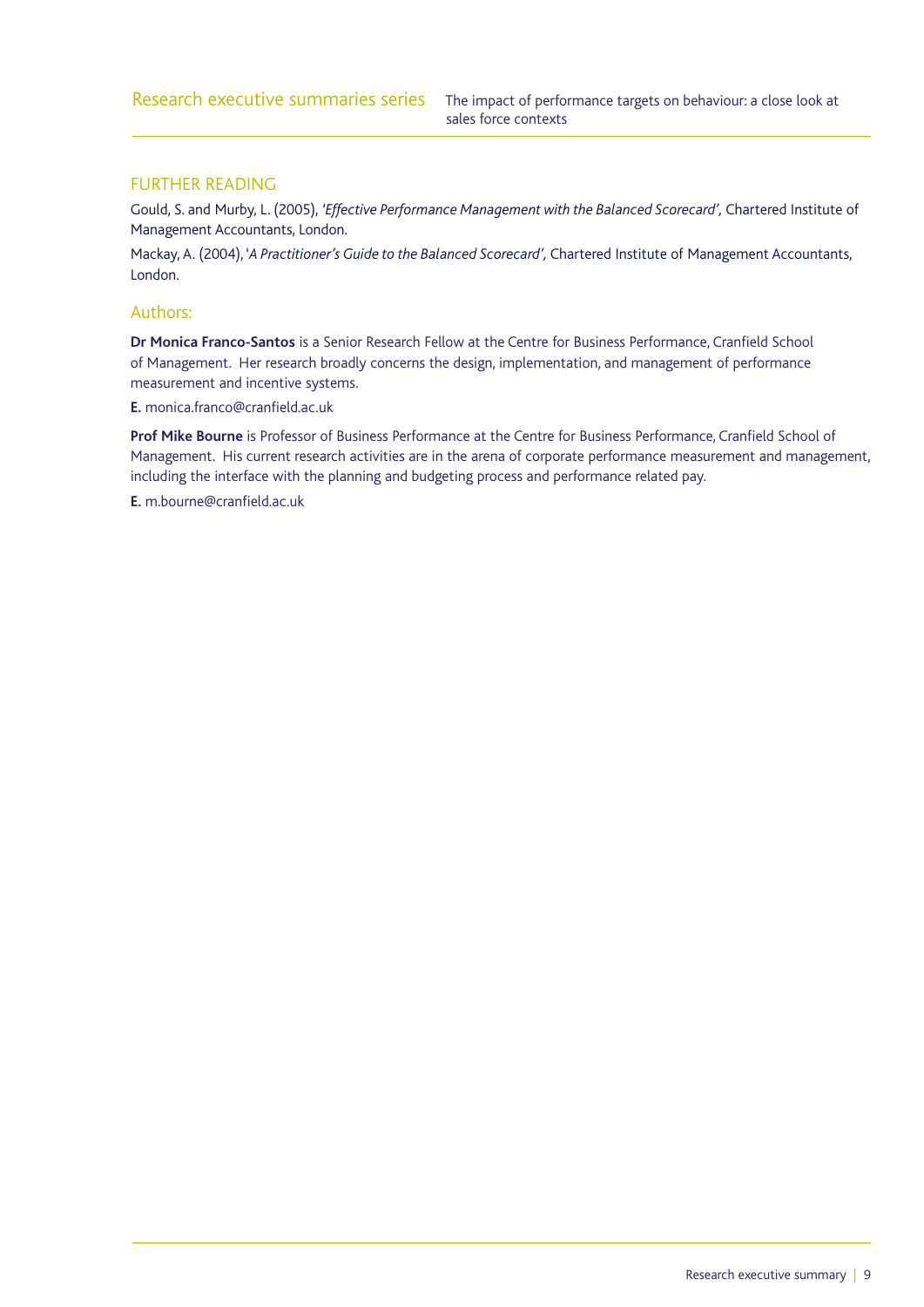## FURTHER READING

Gould, S. and Murby, L. (2005), *'Effective Performance Management with the Balanced Scorecard',* Chartered Institute of Management Accountants, London.

Mackay, A. (2004), '*A Practitioner's Guide to the Balanced Scorecard',* Chartered Institute of Management Accountants, London.

## Authors:

**Dr Monica Franco-Santos** is a Senior Research Fellow at the Centre for Business Performance, Cranfield School of Management. Her research broadly concerns the design, implementation, and management of performance measurement and incentive systems.

**E.** monica.franco@cranfield.ac.uk

**Prof Mike Bourne** is Professor of Business Performance at the Centre for Business Performance, Cranfield School of Management. His current research activities are in the arena of corporate performance measurement and management, including the interface with the planning and budgeting process and performance related pay.

**E.** m.bourne@cranfield.ac.uk